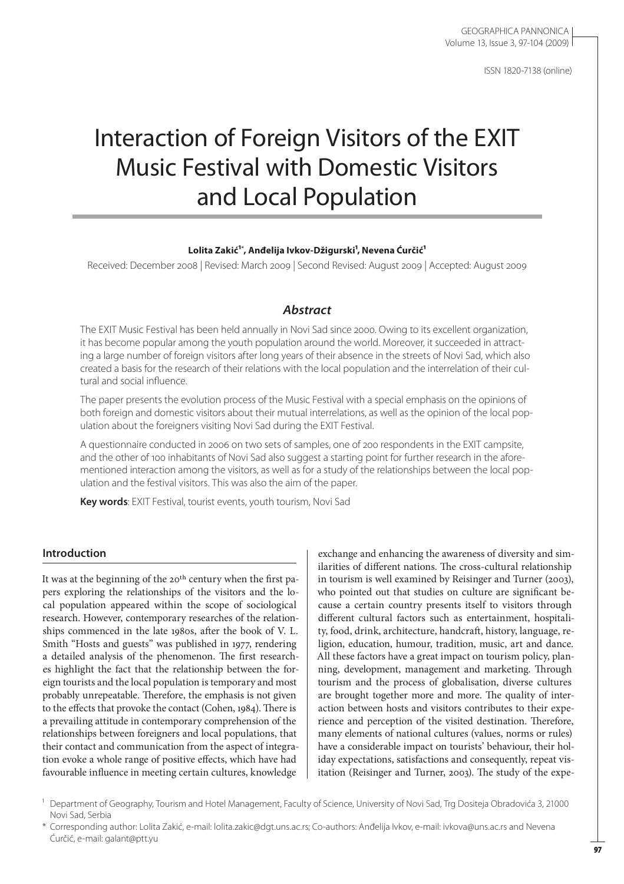ISSN 1820-7138 (online)

# Interaction of Foreign Visitors of the EXIT Music Festival with Domestic Visitors and Local Population

**Lolita Zakić[1*], Anđelija Ivkov-Džigurski[1], Nevena Ćurčić[1]**

Received: December 2008 | Revised: March 2009 | Second Revised: August 2009 | Accepted: August 2009

## *Abstract*

The EXIT Music Festival has been held annually in Novi Sad since 2000. Owing to its excellent organization, it has become popular among the youth population around the world. Moreover, it succeeded in attracting a large number of foreign visitors after long years of their absence in the streets of Novi Sad, which also created a basis for the research of their relations with the local population and the interrelation of their cultural and social influence.

The paper presents the evolution process of the Music Festival with a special emphasis on the opinions of both foreign and domestic visitors about their mutual interrelations, as well as the opinion of the local population about the foreigners visiting Novi Sad during the EXIT Festival.

A questionnaire conducted in 2006 on two sets of samples, one of 200 respondents in the EXIT campsite, and the other of 100 inhabitants of Novi Sad also suggest a starting point for further research in the aforementioned interaction among the visitors, as well as for a study of the relationships between the local population and the festival visitors. This was also the aim of the paper.

**Key words**: EXIT Festival, tourist events, youth tourism, Novi Sad

## Introduction

It was at the beginning of the 20th century when the first papers exploring the relationships of the visitors and the local population appeared within the scope of sociological research. However, contemporary researches of the relationships commenced in the late 1980s, after the book of V. L. Smith "Hosts and guests" was published in 1977, rendering a detailed analysis of the phenomenon. The first researches highlight the fact that the relationship between the foreign tourists and the local population is temporary and most probably unrepeatable. Therefore, the emphasis is not given to the effects that provoke the contact (Cohen, 1984). There is a prevailing attitude in contemporary comprehension of the relationships between foreigners and local populations, that their contact and communication from the aspect of integration evoke a whole range of positive effects, which have had favourable influence in meeting certain cultures, knowledge exchange and enhancing the awareness of diversity and similarities of different nations. The cross-cultural relationship in tourism is well examined by Reisinger and Turner (2003), who pointed out that studies on culture are significant because a certain country presents itself to visitors through different cultural factors such as entertainment, hospitality, food, drink, architecture, handcraft, history, language, religion, education, humour, tradition, music, art and dance. All these factors have a great impact on tourism policy, planning, development, management and marketing. Through tourism and the process of globalisation, diverse cultures are brought together more and more. The quality of interaction between hosts and visitors contributes to their experience and perception of the visited destination. Therefore, many elements of national cultures (values, norms or rules) have a considerable impact on tourists' behaviour, their holiday expectations, satisfactions and consequently, repeat visitation (Reisinger and Turner, 2003). The study of the expe-

[1] Department of Geography, Tourism and Hotel Management, Faculty of Science, University of Novi Sad, Trg Dositeja Obradovića 3, 21000 Novi Sad, Serbia

[*] Corresponding author: Lolita Zakić, e-mail: lolita.zakic@dgt.uns.ac.rs; Co-authors: Anđelija Ivkov, e-mail: ivkova@uns.ac.rs and Nevena Ćurčić, e-mail: galant@ptt.yu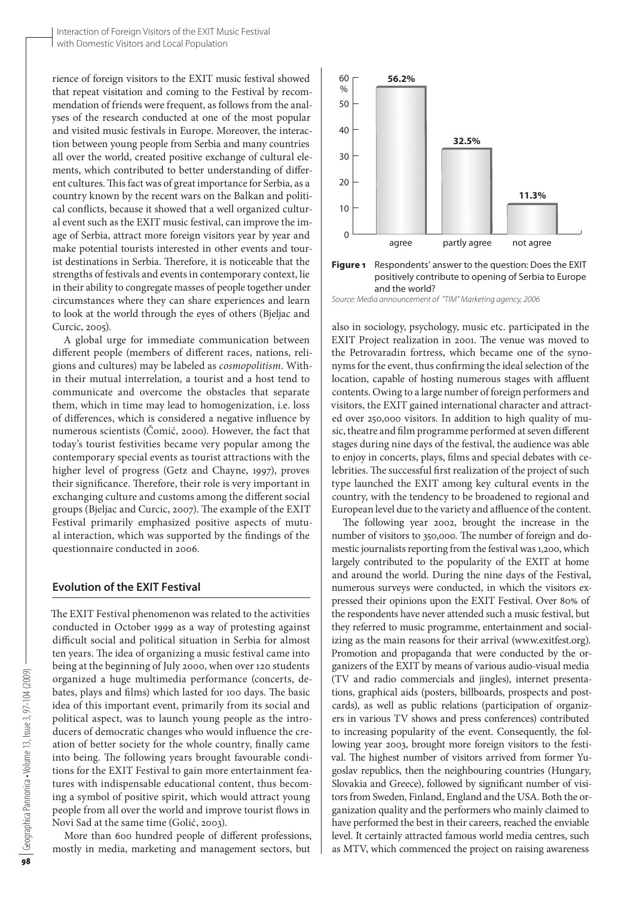rience of foreign visitors to the EXIT music festival showed that repeat visitation and coming to the Festival by recommendation of friends were frequent, as follows from the analyses of the research conducted at one of the most popular and visited music festivals in Europe. Moreover, the interaction between young people from Serbia and many countries all over the world, created positive exchange of cultural elements, which contributed to better understanding of different cultures. This fact was of great importance for Serbia, as a country known by the recent wars on the Balkan and political conflicts, because it showed that a well organized cultural event such as the EXIT music festival, can improve the image of Serbia, attract more foreign visitors year by year and make potential tourists interested in other events and tourist destinations in Serbia. Therefore, it is noticeable that the strengths of festivals and events in contemporary context, lie in their ability to congregate masses of people together under circumstances where they can share experiences and learn to look at the world through the eyes of others (Bjeljac and Curcic, 2005).

A global urge for immediate communication between different people (members of different races, nations, religions and cultures) may be labeled as *cosmopolitism*. Within their mutual interrelation, a tourist and a host tend to communicate and overcome the obstacles that separate them, which in time may lead to homogenization, i.e. loss of differences, which is considered a negative influence by numerous scientists (Čomić, 2000). However, the fact that today's tourist festivities became very popular among the contemporary special events as tourist attractions with the higher level of progress (Getz and Chayne, 1997), proves their significance. Therefore, their role is very important in exchanging culture and customs among the different social groups (Bjeljac and Curcic, 2007). The example of the EXIT Festival primarily emphasized positive aspects of mutual interaction, which was supported by the findings of the questionnaire conducted in 2006.

## Evolution of the EXIT Festival

The EXIT Festival phenomenon was related to the activities conducted in October 1999 as a way of protesting against difficult social and political situation in Serbia for almost ten years. The idea of organizing a music festival came into being at the beginning of July 2000, when over 120 students organized a huge multimedia performance (concerts, debates, plays and films) which lasted for 100 days. The basic idea of this important event, primarily from its social and political aspect, was to launch young people as the introducers of democratic changes who would influence the creation of better society for the whole country, finally came into being. The following years brought favourable conditions for the EXIT Festival to gain more entertainment features with indispensable educational content, thus becoming a symbol of positive spirit, which would attract young people from all over the world and improve tourist flows in Novi Sad at the same time (Golić, 2003).

More than 600 hundred people of different professions, mostly in media, marketing and management sectors, but also in sociology, psychology, music etc. participated in the EXIT Project realization in 2001. The venue was moved to the Petrovaradin fortress, which became one of the synonyms for the event, thus confirming the ideal selection of the location, capable of hosting numerous stages with affluent contents. Owing to a large number of foreign performers and visitors, the EXIT gained international character and attracted over 250,000 visitors. In addition to high quality of music, theatre and film programme performed at seven different stages during nine days of the festival, the audience was able to enjoy in concerts, plays, films and special debates with celebrities. The successful first realization of the project of such type launched the EXIT among key cultural events in the country, with the tendency to be broadened to regional and European level due to the variety and affluence of the content.

| Answer | % |
|---|---|
| agree | 56.2% |
| partly agree | 32.5% |
| not agree | 11.3% |

**Figure 1** Respondents' answer to the question: Does the EXIT positively contribute to opening of Serbia to Europe and the world?

*Source: Media announcement of "TIM" Marketing agency, 2006*

The following year 2002, brought the increase in the number of visitors to 350,000. The number of foreign and domestic journalists reporting from the festival was 1,200, which largely contributed to the popularity of the EXIT at home and around the world. During the nine days of the Festival, numerous surveys were conducted, in which the visitors expressed their opinions upon the EXIT Festival. Over 80% of the respondents have never attended such a music festival, but they referred to music programme, entertainment and socializing as the main reasons for their arrival (www.exitfest.org). Promotion and propaganda that were conducted by the organizers of the EXIT by means of various audio-visual media (TV and radio commercials and jingles), internet presentations, graphical aids (posters, billboards, prospects and postcards), as well as public relations (participation of organizers in various TV shows and press conferences) contributed to increasing popularity of the event. Consequently, the following year 2003, brought more foreign visitors to the festival. The highest number of visitors arrived from former Yugoslav republics, then the neighbouring countries (Hungary, Slovakia and Greece), followed by significant number of visitors from Sweden, Finland, England and the USA. Both the organization quality and the performers who mainly claimed to have performed the best in their careers, reached the enviable level. It certainly attracted famous world media centres, such as MTV, which commenced the project on raising awareness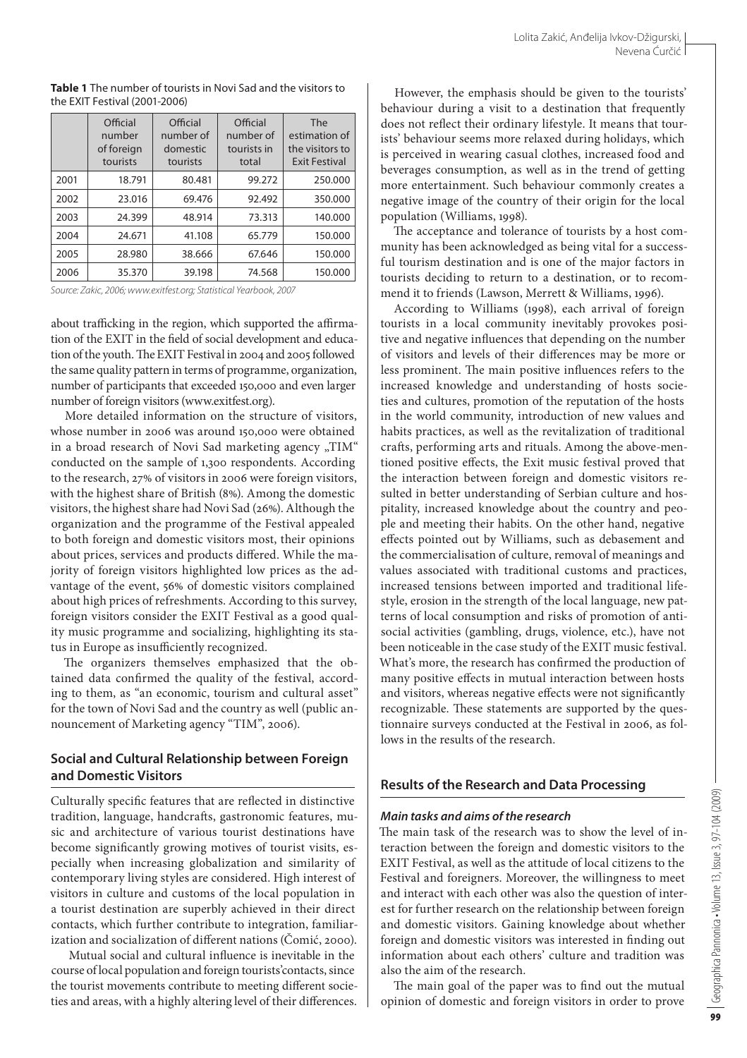**Table 1** The number of tourists in Novi Sad and the visitors to the EXIT Festival (2001-2006)

| | Official number of foreign tourists | Official number of domestic tourists | Official number of tourists in total | The estimation of the visitors to the Exit Festival |
|---|---|---|---|---|
| 2001 | 18.791 | 80.481 | 99.272 | 250.000 |
| 2002 | 23.016 | 69.476 | 92.492 | 350.000 |
| 2003 | 24.399 | 48.914 | 73.313 | 140.000 |
| 2004 | 24.671 | 41.108 | 65.779 | 150.000 |
| 2005 | 28.980 | 38.666 | 67.646 | 150.000 |
| 2006 | 35.370 | 39.198 | 74.568 | 150.000 |

*Source: Zakic, 2006; www.exitfest.org; Statistical Yearbook, 2007*

about trafficking in the region, which supported the affirmation of the EXIT in the field of social development and education of the youth. The EXIT Festival in 2004 and 2005 followed the same quality pattern in terms of programme, organization, number of participants that exceeded 150,000 and even larger number of foreign visitors (www.exitfest.org).

More detailed information on the structure of visitors, whose number in 2006 was around 150,000 were obtained in a broad research of Novi Sad marketing agency „TIM" conducted on the sample of 1,300 respondents. According to the research, 27% of visitors in 2006 were foreign visitors, with the highest share of British (8%). Among the domestic visitors, the highest share had Novi Sad (26%). Although the organization and the programme of the Festival appealed to both foreign and domestic visitors most, their opinions about prices, services and products differed. While the majority of foreign visitors highlighted low prices as the advantage of the event, 56% of domestic visitors complained about high prices of refreshments. According to this survey, foreign visitors consider the EXIT Festival as a good quality music programme and socializing, highlighting its status in Europe as insufficiently recognized.

The organizers themselves emphasized that the obtained data confirmed the quality of the festival, according to them, as "an economic, tourism and cultural asset" for the town of Novi Sad and the country as well (public announcement of Marketing agency "TIM", 2006).

## Social and Cultural Relationship between Foreign and Domestic Visitors

Culturally specific features that are reflected in distinctive tradition, language, handcrafts, gastronomic features, music and architecture of various tourist destinations have become significantly growing motives of tourist visits, especially when increasing globalization and similarity of contemporary living styles are considered. High interest of visitors in culture and customs of the local population in a tourist destination are superbly achieved in their direct contacts, which further contribute to integration, familiarization and socialization of different nations (Čomić, 2000).

Mutual social and cultural influence is inevitable in the course of local population and foreign tourists'contacts, since the tourist movements contribute to meeting different societies and areas, with a highly altering level of their differences.

However, the emphasis should be given to the tourists' behaviour during a visit to a destination that frequently does not reflect their ordinary lifestyle. It means that tourists' behaviour seems more relaxed during holidays, which is perceived in wearing casual clothes, increased food and beverages consumption, as well as in the trend of getting more entertainment. Such behaviour commonly creates a negative image of the country of their origin for the local population (Williams, 1998).

The acceptance and tolerance of tourists by a host community has been acknowledged as being vital for a successful tourism destination and is one of the major factors in tourists deciding to return to a destination, or to recommend it to friends (Lawson, Merrett & Williams, 1996).

According to Williams (1998), each arrival of foreign tourists in a local community inevitably provokes positive and negative influences that depending on the number of visitors and levels of their differences may be more or less prominent. The main positive influences refers to the increased knowledge and understanding of hosts societies and cultures, promotion of the reputation of the hosts in the world community, introduction of new values and habits practices, as well as the revitalization of traditional crafts, performing arts and rituals. Among the above-mentioned positive effects, the Exit music festival proved that the interaction between foreign and domestic visitors resulted in better understanding of Serbian culture and hospitality, increased knowledge about the country and people and meeting their habits. On the other hand, negative effects pointed out by Williams, such as debasement and the commercialisation of culture, removal of meanings and values associated with traditional customs and practices, increased tensions between imported and traditional lifestyle, erosion in the strength of the local language, new patterns of local consumption and risks of promotion of antisocial activities (gambling, drugs, violence, etc.), have not been noticeable in the case study of the EXIT music festival. What's more, the research has confirmed the production of many positive effects in mutual interaction between hosts and visitors, whereas negative effects were not significantly recognizable. These statements are supported by the questionnaire surveys conducted at the Festival in 2006, as follows in the results of the research.

## Results of the Research and Data Processing

### *Main tasks and aims of the research*

The main task of the research was to show the level of interaction between the foreign and domestic visitors to the EXIT Festival, as well as the attitude of local citizens to the Festival and foreigners. Moreover, the willingness to meet and interact with each other was also the question of interest for further research on the relationship between foreign and domestic visitors. Gaining knowledge about whether foreign and domestic visitors was interested in finding out information about each others' culture and tradition was also the aim of the research.

The main goal of the paper was to find out the mutual opinion of domestic and foreign visitors in order to prove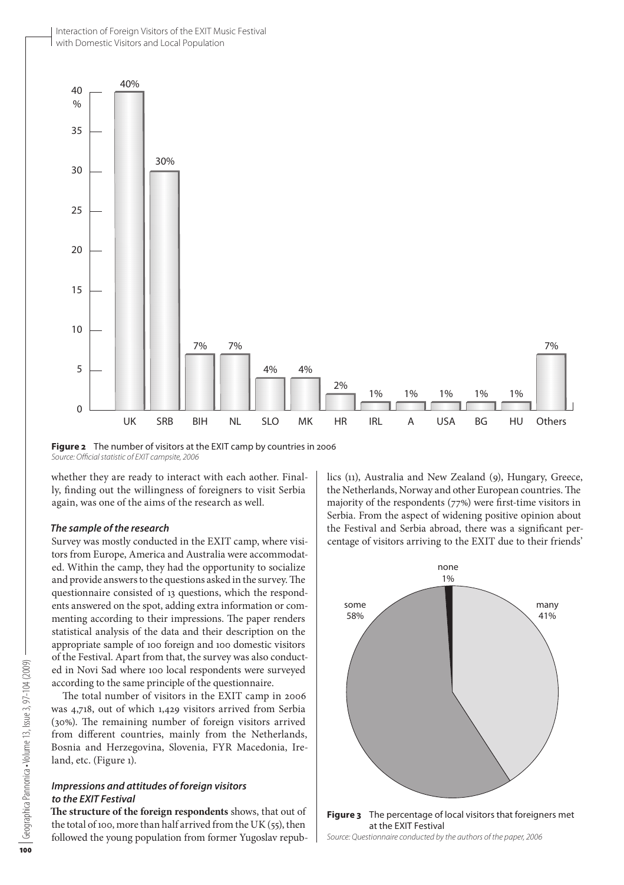**Figure 2** The number of visitors at the EXIT camp by countries in 2006
*Source: Official statistic of EXIT campsite, 2006*

whether they are ready to interact with each aother. Finally, finding out the willingness of foreigners to visit Serbia again, was one of the aims of the research as well.

### *The sample of the research*

Survey was mostly conducted in the EXIT camp, where visitors from Europe, America and Australia were accommodated. Within the camp, they had the opportunity to socialize and provide answers to the questions asked in the survey. The questionnaire consisted of 13 questions, which the respondents answered on the spot, adding extra information or commenting according to their impressions. The paper renders statistical analysis of the data and their description on the appropriate sample of 100 foreign and 100 domestic visitors of the Festival. Apart from that, the survey was also conducted in Novi Sad where 100 local respondents were surveyed according to the same principle of the questionnaire.

The total number of visitors in the EXIT camp in 2006 was 4,718, out of which 1,429 visitors arrived from Serbia (30%). The remaining number of foreign visitors arrived from different countries, mainly from the Netherlands, Bosnia and Herzegovina, Slovenia, FYR Macedonia, Ireland, etc. (Figure 1).

### *Impressions and attitudes of foreign visitors to the EXIT Festival*

**The structure of the foreign respondents** shows, that out of the total of 100, more than half arrived from the UK (55), then followed the young population from former Yugoslav republics (11), Australia and New Zealand (9), Hungary, Greece, the Netherlands, Norway and other European countries. The majority of the respondents (77%) were first-time visitors in Serbia. From the aspect of widening positive opinion about the Festival and Serbia abroad, there was a significant percentage of visitors arriving to the EXIT due to their friends'

**Figure 3** The percentage of local visitors that foreigners met at the EXIT Festival
*Source: Questionnaire conducted by the authors of the paper, 2006*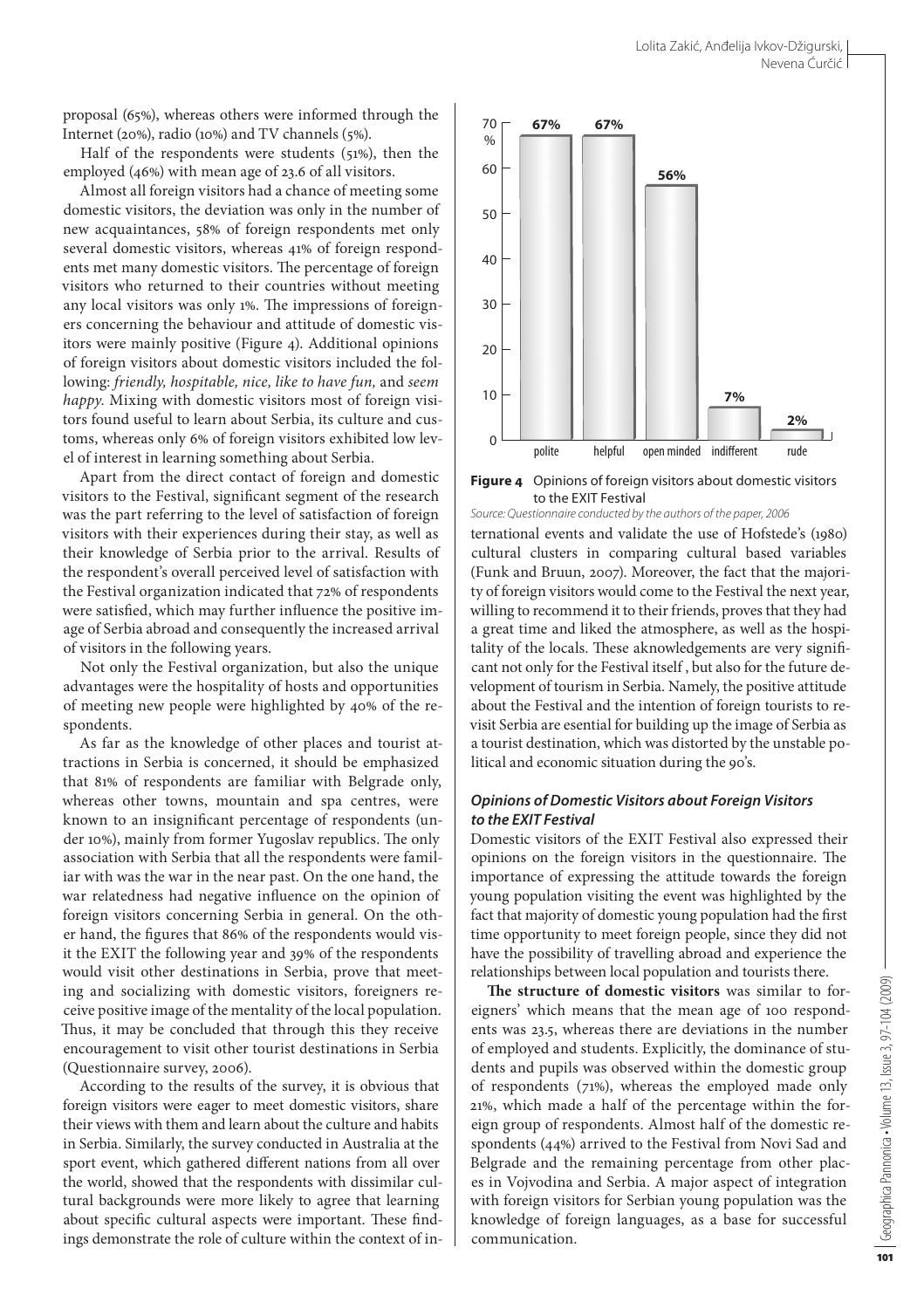proposal (65%), whereas others were informed through the Internet (20%), radio (10%) and TV channels (5%).

Half of the respondents were students (51%), then the employed (46%) with mean age of 23.6 of all visitors.

Almost all foreign visitors had a chance of meeting some domestic visitors, the deviation was only in the number of new acquaintances, 58% of foreign respondents met only several domestic visitors, whereas 41% of foreign respondents met many domestic visitors. The percentage of foreign visitors who returned to their countries without meeting any local visitors was only 1%. The impressions of foreigners concerning the behaviour and attitude of domestic visitors were mainly positive (Figure 4). Additional opinions of foreign visitors about domestic visitors included the following: *friendly, hospitable, nice, like to have fun,* and *seem happy*. Mixing with domestic visitors most of foreign visitors found useful to learn about Serbia, its culture and customs, whereas only 6% of foreign visitors exhibited low level of interest in learning something about Serbia.

Apart from the direct contact of foreign and domestic visitors to the Festival, significant segment of the research was the part referring to the level of satisfaction of foreign visitors with their experiences during their stay, as well as their knowledge of Serbia prior to the arrival. Results of the respondent's overall perceived level of satisfaction with the Festival organization indicated that 72% of respondents were satisfied, which may further influence the positive image of Serbia abroad and consequently the increased arrival of visitors in the following years.

Not only the Festival organization, but also the unique advantages were the hospitality of hosts and opportunities of meeting new people were highlighted by 40% of the respondents.

As far as the knowledge of other places and tourist attractions in Serbia is concerned, it should be emphasized that 81% of respondents are familiar with Belgrade only, whereas other towns, mountain and spa centres, were known to an insignificant percentage of respondents (under 10%), mainly from former Yugoslav republics. The only association with Serbia that all the respondents were familiar with was the war in the near past. On the one hand, the war relatedness had negative influence on the opinion of foreign visitors concerning Serbia in general. On the other hand, the figures that 86% of the respondents would visit the EXIT the following year and 39% of the respondents would visit other destinations in Serbia, prove that meeting and socializing with domestic visitors, foreigners receive positive image of the mentality of the local population. Thus, it may be concluded that through this they receive encouragement to visit other tourist destinations in Serbia (Questionnaire survey, 2006).

According to the results of the survey, it is obvious that foreign visitors were eager to meet domestic visitors, share their views with them and learn about the culture and habits in Serbia. Similarly, the survey conducted in Australia at the sport event, which gathered different nations from all over the world, showed that the respondents with dissimilar cultural backgrounds were more likely to agree that learning about specific cultural aspects were important. These findings demonstrate the role of culture within the context of international events and validate the use of Hofstede's (1980) cultural clusters in comparing cultural based variables (Funk and Bruun, 2007). Moreover, the fact that the majority of foreign visitors would come to the Festival the next year, willing to recommend it to their friends, proves that they had a great time and liked the atmosphere, as well as the hospitality of the locals. These aknowledgements are very significant not only for the Festival itself , but also for the future development of tourism in Serbia. Namely, the positive attitude about the Festival and the intention of foreign tourists to revisit Serbia are esential for building up the image of Serbia as a tourist destination, which was distorted by the unstable political and economic situation during the 90's.

| | polite | helpful | open minded | indifferent | rude |
|---|---|---|---|---|---|
| % | 67% | 67% | 56% | 7% | 2% |

**Figure 4** Opinions of foreign visitors about domestic visitors to the EXIT Festival

*Source: Questionnaire conducted by the authors of the paper, 2006*

### *Opinions of Domestic Visitors about Foreign Visitors to the EXIT Festival*

Domestic visitors of the EXIT Festival also expressed their opinions on the foreign visitors in the questionnaire. The importance of expressing the attitude towards the foreign young population visiting the event was highlighted by the fact that majority of domestic young population had the first time opportunity to meet foreign people, since they did not have the possibility of travelling abroad and experience the relationships between local population and tourists there.

**The structure of domestic visitors** was similar to foreigners' which means that the mean age of 100 respondents was 23.5, whereas there are deviations in the number of employed and students. Explicitly, the dominance of students and pupils was observed within the domestic group of respondents (71%), whereas the employed made only 21%, which made a half of the percentage within the foreign group of respondents. Almost half of the domestic respondents (44%) arrived to the Festival from Novi Sad and Belgrade and the remaining percentage from other places in Vojvodina and Serbia. A major aspect of integration with foreign visitors for Serbian young population was the knowledge of foreign languages, as a base for successful communication.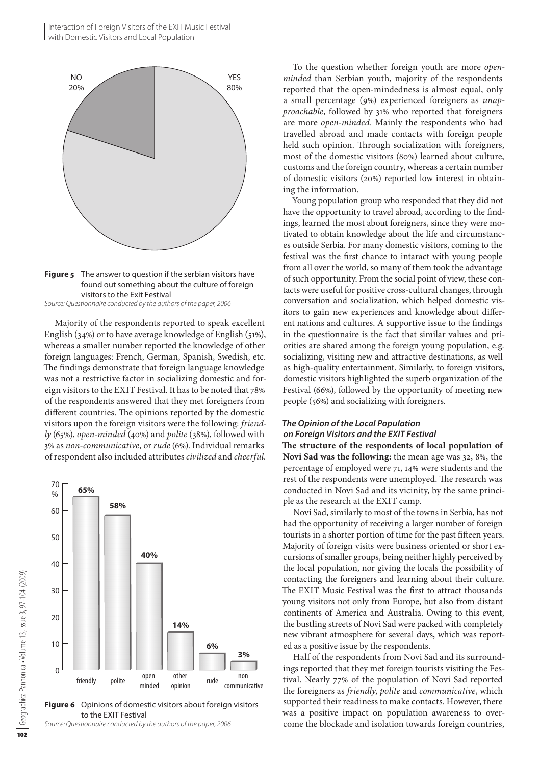**Figure 5** The answer to question if the serbian visitors have found out something about the culture of foreign visitors to the Exit Festival

*Source: Questionnaire conducted by the authors of the paper, 2006*

Majority of the respondents reported to speak excellent English (34%) or to have average knowledge of English (51%), whereas a smaller number reported the knowledge of other foreign languages: French, German, Spanish, Swedish, etc. The findings demonstrate that foreign language knowledge was not a restrictive factor in socializing domestic and foreign visitors to the EXIT Festival. It has to be noted that 78% of the respondents answered that they met foreigners from different countries. The opinions reported by the domestic visitors upon the foreign visitors were the following: *friendly* (65%), *open-minded* (40%) and *polite* (38%), followed with 3% as *non-communicative*, or *rude* (6%). Individual remarks of respondent also included attributes *civilized* and *cheerful*.

**Figure 6** Opinions of domestic visitors about foreign visitors to the EXIT Festival

*Source: Questionnaire conducted by the authors of the paper, 2006*

To the question whether foreign youth are more *open-minded* than Serbian youth, majority of the respondents reported that the open-mindedness is almost equal, only a small percentage (9%) experienced foreigners as *unapproachable*, followed by 31% who reported that foreigners are more *open-minded*. Mainly the respondents who had travelled abroad and made contacts with foreign people held such opinion. Through socialization with foreigners, most of the domestic visitors (80%) learned about culture, customs and the foreign country, whereas a certain number of domestic visitors (20%) reported low interest in obtaining the information.

Young population group who responded that they did not have the opportunity to travel abroad, according to the findings, learned the most about foreigners, since they were motivated to obtain knowledge about the life and circumstances outside Serbia. For many domestic visitors, coming to the festival was the first chance to intaract with young people from all over the world, so many of them took the advantage of such opportunity. From the social point of view, these contacts were useful for positive cross-cultural changes, through conversation and socialization, which helped domestic visitors to gain new experiences and knowledge about different nations and cultures. A supportive issue to the findings in the questionnaire is the fact that similar values and priorities are shared among the foreign young population, e.g. socializing, visiting new and attractive destinations, as well as high-quality entertainment. Similarly, to foreign visitors, domestic visitors highlighted the superb organization of the Festival (66%), followed by the opportunity of meeting new people (56%) and socializing with foreigners.

### *The Opinion of the Local Population on Foreign Visitors and the EXIT Festival*

**The structure of the respondents of local population of Novi Sad was the following:** the mean age was 32, 8%, the percentage of employed were 71, 14% were students and the rest of the respondents were unemployed. The research was conducted in Novi Sad and its vicinity, by the same principle as the research at the EXIT camp.

Novi Sad, similarly to most of the towns in Serbia, has not had the opportunity of receiving a larger number of foreign tourists in a shorter portion of time for the past fifteen years. Majority of foreign visits were business oriented or short excursions of smaller groups, being neither highly perceived by the local population, nor giving the locals the possibility of contacting the foreigners and learning about their culture. The EXIT Music Festival was the first to attract thousands young visitors not only from Europe, but also from distant continents of America and Australia. Owing to this event, the bustling streets of Novi Sad were packed with completely new vibrant atmosphere for several days, which was reported as a positive issue by the respondents.

Half of the respondents from Novi Sad and its surroundings reported that they met foreign tourists visiting the Festival. Nearly 77% of the population of Novi Sad reported the foreigners as *friendly*, *polite* and *communicative*, which supported their readiness to make contacts. However, there was a positive impact on population awareness to overcome the blockade and isolation towards foreign countries,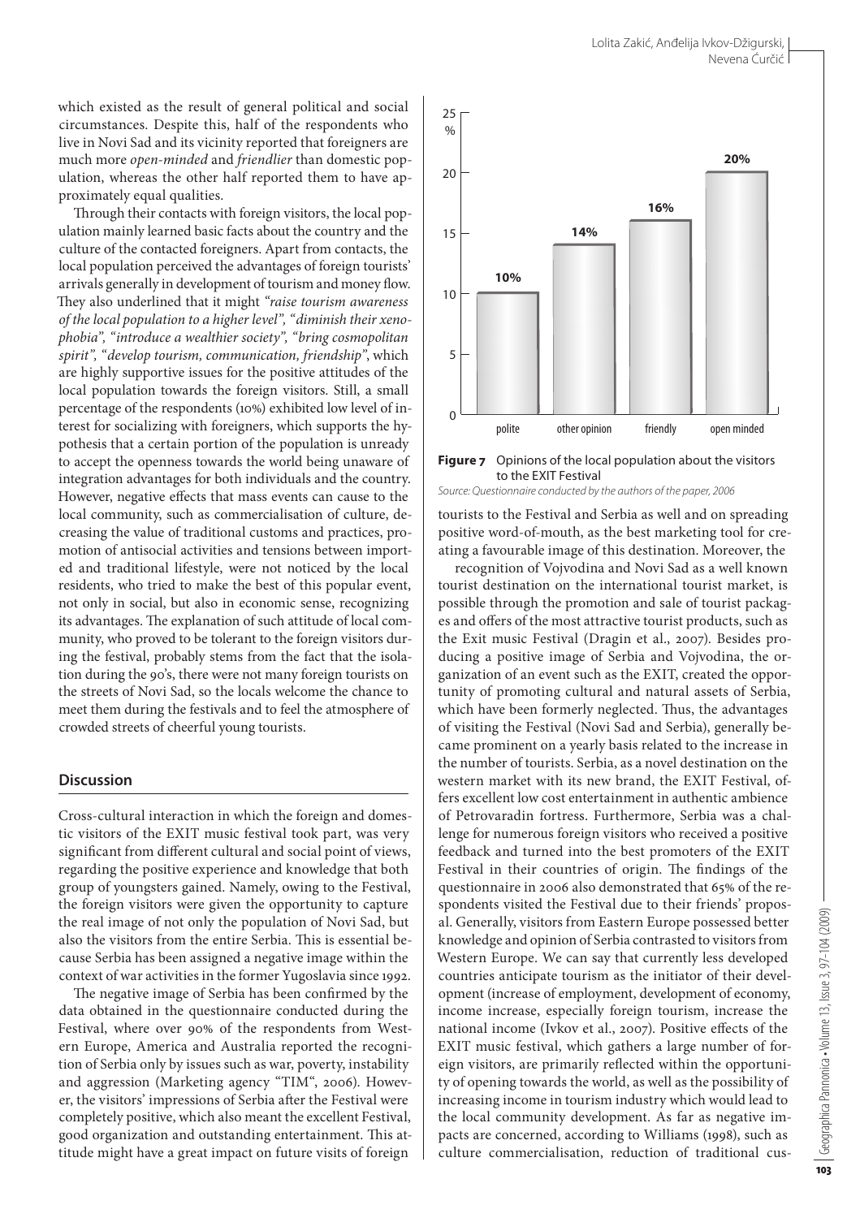which existed as the result of general political and social circumstances. Despite this, half of the respondents who live in Novi Sad and its vicinity reported that foreigners are much more *open-minded* and *friendlier* than domestic population, whereas the other half reported them to have approximately equal qualities.

Through their contacts with foreign visitors, the local population mainly learned basic facts about the country and the culture of the contacted foreigners. Apart from contacts, the local population perceived the advantages of foreign tourists' arrivals generally in development of tourism and money flow. They also underlined that it might *"raise tourism awareness of the local population to a higher level", "diminish their xenophobia", "introduce a wealthier society", "bring cosmopolitan spirit", "develop tourism, communication, friendship"*, which are highly supportive issues for the positive attitudes of the local population towards the foreign visitors. Still, a small percentage of the respondents (10%) exhibited low level of interest for socializing with foreigners, which supports the hypothesis that a certain portion of the population is unready to accept the openness towards the world being unaware of integration advantages for both individuals and the country. However, negative effects that mass events can cause to the local community, such as commercialisation of culture, decreasing the value of traditional customs and practices, promotion of antisocial activities and tensions between imported and traditional lifestyle, were not noticed by the local residents, who tried to make the best of this popular event, not only in social, but also in economic sense, recognizing its advantages. The explanation of such attitude of local community, who proved to be tolerant to the foreign visitors during the festival, probably stems from the fact that the isolation during the 90's, there were not many foreign tourists on the streets of Novi Sad, so the locals welcome the chance to meet them during the festivals and to feel the atmosphere of crowded streets of cheerful young tourists.

| Opinion | % |
|---|---|
| polite | 10% |
| other opinion | 14% |
| friendly | 16% |
| open minded | 20% |

**Figure 7** Opinions of the local population about the visitors to the EXIT Festival

*Source: Questionnaire conducted by the authors of the paper, 2006*

## Discussion

Cross-cultural interaction in which the foreign and domestic visitors of the EXIT music festival took part, was very significant from different cultural and social point of views, regarding the positive experience and knowledge that both group of youngsters gained. Namely, owing to the Festival, the foreign visitors were given the opportunity to capture the real image of not only the population of Novi Sad, but also the visitors from the entire Serbia. This is essential because Serbia has been assigned a negative image within the context of war activities in the former Yugoslavia since 1992.

The negative image of Serbia has been confirmed by the data obtained in the questionnaire conducted during the Festival, where over 90% of the respondents from Western Europe, America and Australia reported the recognition of Serbia only by issues such as war, poverty, instability and aggression (Marketing agency "TIM", 2006). However, the visitors' impressions of Serbia after the Festival were completely positive, which also meant the excellent Festival, good organization and outstanding entertainment. This attitude might have a great impact on future visits of foreign tourists to the Festival and Serbia as well and on spreading positive word-of-mouth, as the best marketing tool for creating a favourable image of this destination. Moreover, the recognition of Vojvodina and Novi Sad as a well known tourist destination on the international tourist market, is possible through the promotion and sale of tourist packages and offers of the most attractive tourist products, such as the Exit music Festival (Dragin et al., 2007). Besides producing a positive image of Serbia and Vojvodina, the organization of an event such as the EXIT, created the opportunity of promoting cultural and natural assets of Serbia, which have been formerly neglected. Thus, the advantages of visiting the Festival (Novi Sad and Serbia), generally became prominent on a yearly basis related to the increase in the number of tourists. Serbia, as a novel destination on the western market with its new brand, the EXIT Festival, offers excellent low cost entertainment in authentic ambience of Petrovaradin fortress. Furthermore, Serbia was a challenge for numerous foreign visitors who received a positive feedback and turned into the best promoters of the EXIT Festival in their countries of origin. The findings of the questionnaire in 2006 also demonstrated that 65% of the respondents visited the Festival due to their friends' proposal. Generally, visitors from Eastern Europe possessed better knowledge and opinion of Serbia contrasted to visitors from Western Europe. We can say that currently less developed countries anticipate tourism as the initiator of their development (increase of employment, development of economy, income increase, especially foreign tourism, increase the national income (Ivkov et al., 2007). Positive effects of the EXIT music festival, which gathers a large number of foreign visitors, are primarily reflected within the opportunity of opening towards the world, as well as the possibility of increasing income in tourism industry which would lead to the local community development. As far as negative impacts are concerned, according to Williams (1998), such as culture commercialisation, reduction of traditional cus-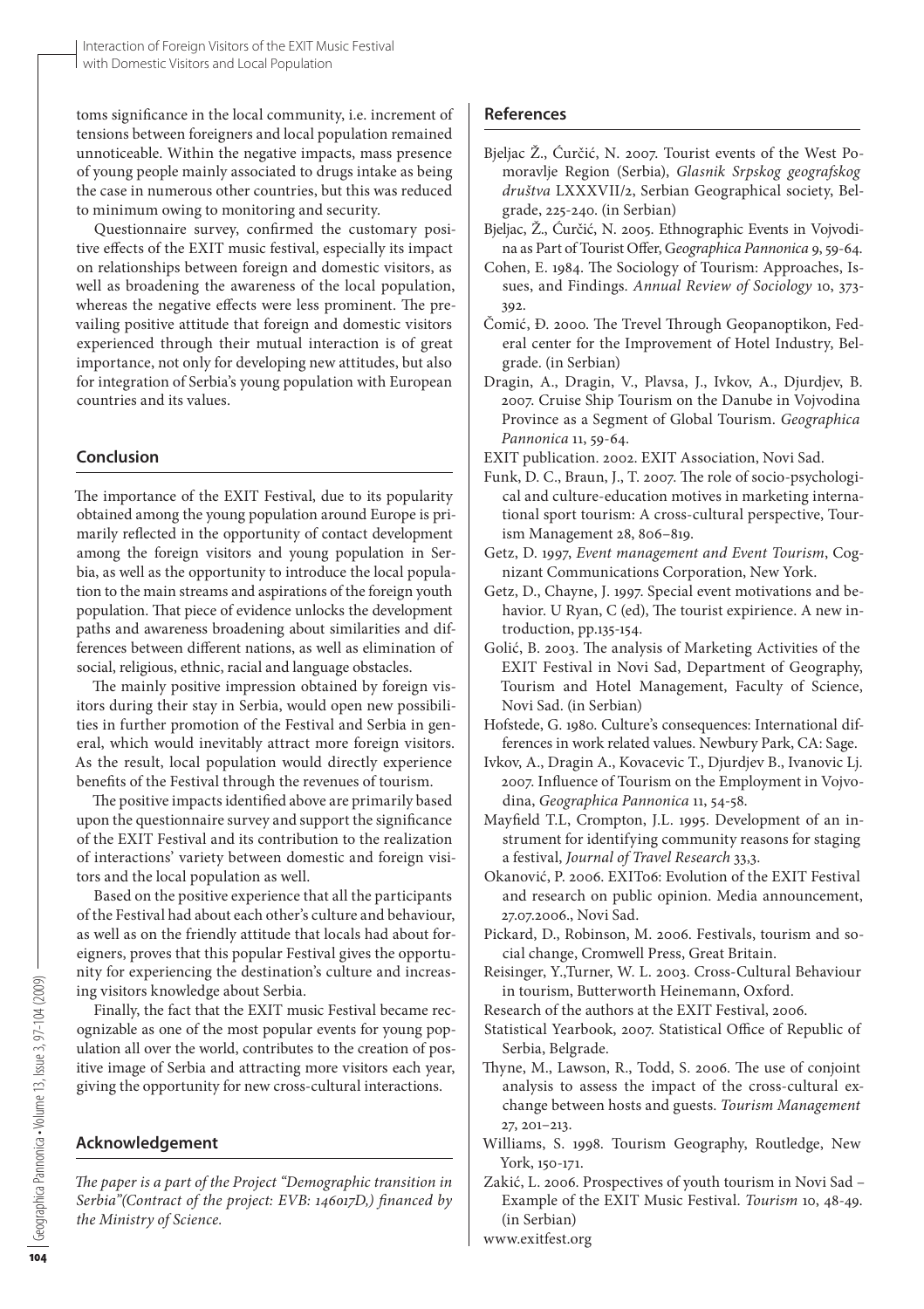toms significance in the local community, i.e. increment of tensions between foreigners and local population remained unnoticeable. Within the negative impacts, mass presence of young people mainly associated to drugs intake as being the case in numerous other countries, but this was reduced to minimum owing to monitoring and security.

Questionnaire survey, confirmed the customary positive effects of the EXIT music festival, especially its impact on relationships between foreign and domestic visitors, as well as broadening the awareness of the local population, whereas the negative effects were less prominent. The prevailing positive attitude that foreign and domestic visitors experienced through their mutual interaction is of great importance, not only for developing new attitudes, but also for integration of Serbia's young population with European countries and its values.

## Conclusion

The importance of the EXIT Festival, due to its popularity obtained among the young population around Europe is primarily reflected in the opportunity of contact development among the foreign visitors and young population in Serbia, as well as the opportunity to introduce the local population to the main streams and aspirations of the foreign youth population. That piece of evidence unlocks the development paths and awareness broadening about similarities and differences between different nations, as well as elimination of social, religious, ethnic, racial and language obstacles.

The mainly positive impression obtained by foreign visitors during their stay in Serbia, would open new possibilities in further promotion of the Festival and Serbia in general, which would inevitably attract more foreign visitors. As the result, local population would directly experience benefits of the Festival through the revenues of tourism.

The positive impacts identified above are primarily based upon the questionnaire survey and support the significance of the EXIT Festival and its contribution to the realization of interactions' variety between domestic and foreign visitors and the local population as well.

Based on the positive experience that all the participants of the Festival had about each other's culture and behaviour, as well as on the friendly attitude that locals had about foreigners, proves that this popular Festival gives the opportunity for experiencing the destination's culture and increasing visitors knowledge about Serbia.

Finally, the fact that the EXIT music Festival became recognizable as one of the most popular events for young population all over the world, contributes to the creation of positive image of Serbia and attracting more visitors each year, giving the opportunity for new cross-cultural interactions.

## Acknowledgement

*The paper is a part of the Project "Demographic transition in Serbia"(Contract of the project: EVB: 146017D,) financed by the Ministry of Science.*

## References

Bjeljac Ž., Ćurčić, N. 2007. Tourist events of the West Pomoravlje Region (Serbia), *Glasnik Srpskog geografskog društva* LXXXVII/2, Serbian Geographical society, Belgrade, 225-240. (in Serbian)

Bjeljac, Ž., Ćurčić, N. 2005. Ethnographic Events in Vojvodina as Part of Tourist Offer, G*eographica Pannonica* 9, 59-64.

Cohen, E. 1984. The Sociology of Tourism: Approaches, Issues, and Findings. *Annual Review of Sociology* 10, 373-392.

Čomić, Đ. 2000. The Trevel Through Geopanoptikon, Federal center for the Improvement of Hotel Industry, Belgrade. (in Serbian)

Dragin, A., Dragin, V., Plavsa, J., Ivkov, A., Djurdjev, B. 2007. Cruise Ship Tourism on the Danube in Vojvodina Province as a Segment of Global Tourism. *Geographica Pannonica* 11, 59-64.

EXIT publication. 2002. EXIT Association, Novi Sad.

Funk, D. C., Braun, J., T. 2007. The role of socio-psychological and culture-education motives in marketing international sport tourism: A cross-cultural perspective, Tourism Management 28, 806–819.

Getz, D. 1997, *Event management and Event Tourism*, Cognizant Communications Corporation, New York.

Getz, D., Chayne, J. 1997. Special event motivations and behavior. U Ryan, C (ed), The tourist expirience. A new introduction, pp.135-154.

Golić, B. 2003. The analysis of Marketing Activities of the EXIT Festival in Novi Sad, Department of Geography, Tourism and Hotel Management, Faculty of Science, Novi Sad. (in Serbian)

Hofstede, G. 1980. Culture's consequences: International differences in work related values. Newbury Park, CA: Sage.

Ivkov, A., Dragin A., Kovacevic T., Djurdjev B., Ivanovic Lj. 2007. Influence of Tourism on the Employment in Vojvodina, *Geographica Pannonica* 11, 54-58.

Mayfield T.L, Crompton, J.L. 1995. Development of an instrument for identifying community reasons for staging a festival, *Journal of Travel Research* 33,3.

Okanović, P. 2006. EXIT06: Evolution of the EXIT Festival and research on public opinion. Media announcement, 27.07.2006., Novi Sad.

Pickard, D., Robinson, M. 2006. Festivals, tourism and social change, Cromwell Press, Great Britain.

Reisinger, Y.,Turner, W. L. 2003. Cross-Cultural Behaviour in tourism, Butterworth Heinemann, Oxford.

Research of the authors at the EXIT Festival, 2006.

Statistical Yearbook, 2007. Statistical Office of Republic of Serbia, Belgrade.

Thyne, M., Lawson, R., Todd, S. 2006. The use of conjoint analysis to assess the impact of the cross-cultural exchange between hosts and guests. *Tourism Management* 27, 201–213.

Williams, S. 1998. Tourism Geography, Routledge, New York, 150-171.

Zakić, L. 2006. Prospectives of youth tourism in Novi Sad – Example of the EXIT Music Festival. *Tourism* 10, 48-49. (in Serbian)

www.exitfest.org